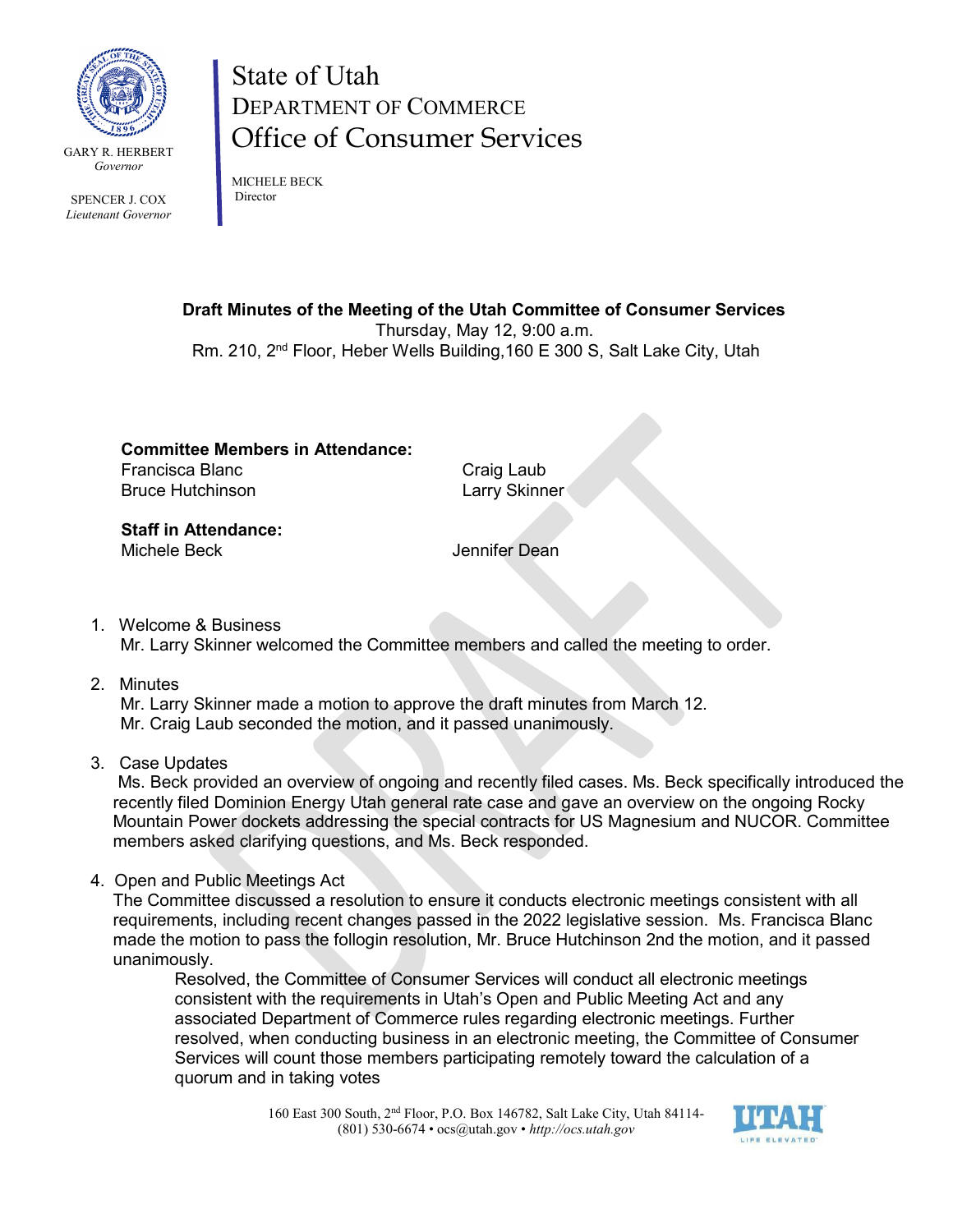GARY R. HERBERT
*Governor*

SPENCER J. COX
*Lieutenant Governor*

# State of Utah
## DEPARTMENT OF COMMERCE
## Office of Consumer Services

MICHELE BECK
Director

**Draft Minutes of the Meeting of the Utah Committee of Consumer Services**
Thursday, May 12, 9:00 a.m.
Rm. 210, 2nd Floor, Heber Wells Building,160 E 300 S, Salt Lake City, Utah

**Committee Members in Attendance:**
Francisca Blanc
Bruce Hutchinson
Craig Laub
Larry Skinner

**Staff in Attendance:**
Michele Beck
Jennifer Dean

1. Welcome & Business
   Mr. Larry Skinner welcomed the Committee members and called the meeting to order.

2. Minutes
   Mr. Larry Skinner made a motion to approve the draft minutes from March 12.
   Mr. Craig Laub seconded the motion, and it passed unanimously.

3. Case Updates
   Ms. Beck provided an overview of ongoing and recently filed cases. Ms. Beck specifically introduced the recently filed Dominion Energy Utah general rate case and gave an overview on the ongoing Rocky Mountain Power dockets addressing the special contracts for US Magnesium and NUCOR. Committee members asked clarifying questions, and Ms. Beck responded.

4. Open and Public Meetings Act
   The Committee discussed a resolution to ensure it conducts electronic meetings consistent with all requirements, including recent changes passed in the 2022 legislative session. Ms. Francisca Blanc made the motion to pass the follogin resolution, Mr. Bruce Hutchinson 2nd the motion, and it passed unanimously.

   Resolved, the Committee of Consumer Services will conduct all electronic meetings consistent with the requirements in Utah's Open and Public Meeting Act and any associated Department of Commerce rules regarding electronic meetings. Further resolved, when conducting business in an electronic meeting, the Committee of Consumer Services will count those members participating remotely toward the calculation of a quorum and in taking votes

160 East 300 South, 2nd Floor, P.O. Box 146782, Salt Lake City, Utah 84114-
(801) 530-6674 • ocs@utah.gov • *http://ocs.utah.gov*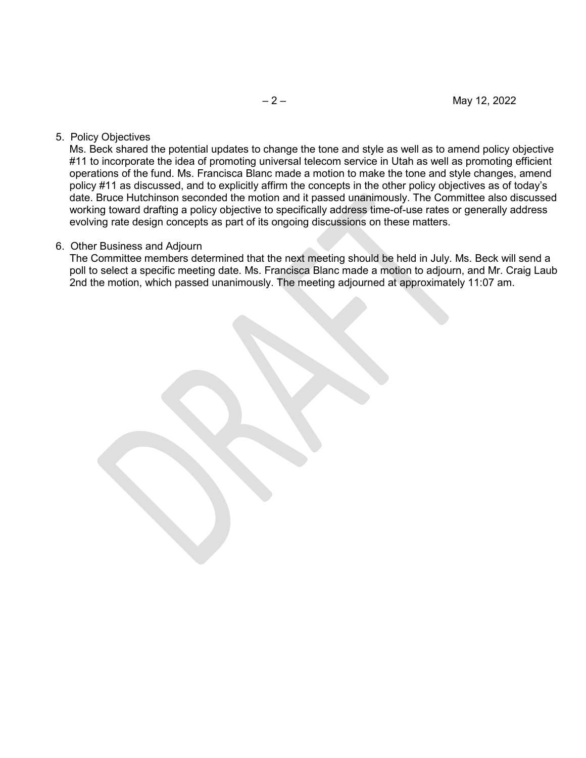5. Policy Objectives

   Ms. Beck shared the potential updates to change the tone and style as well as to amend policy objective #11 to incorporate the idea of promoting universal telecom service in Utah as well as promoting efficient operations of the fund. Ms. Francisca Blanc made a motion to make the tone and style changes, amend policy #11 as discussed, and to explicitly affirm the concepts in the other policy objectives as of today's date. Bruce Hutchinson seconded the motion and it passed unanimously. The Committee also discussed working toward drafting a policy objective to specifically address time-of-use rates or generally address evolving rate design concepts as part of its ongoing discussions on these matters.

6. Other Business and Adjourn

   The Committee members determined that the next meeting should be held in July. Ms. Beck will send a poll to select a specific meeting date. Ms. Francisca Blanc made a motion to adjourn, and Mr. Craig Laub 2nd the motion, which passed unanimously. The meeting adjourned at approximately 11:07 am.